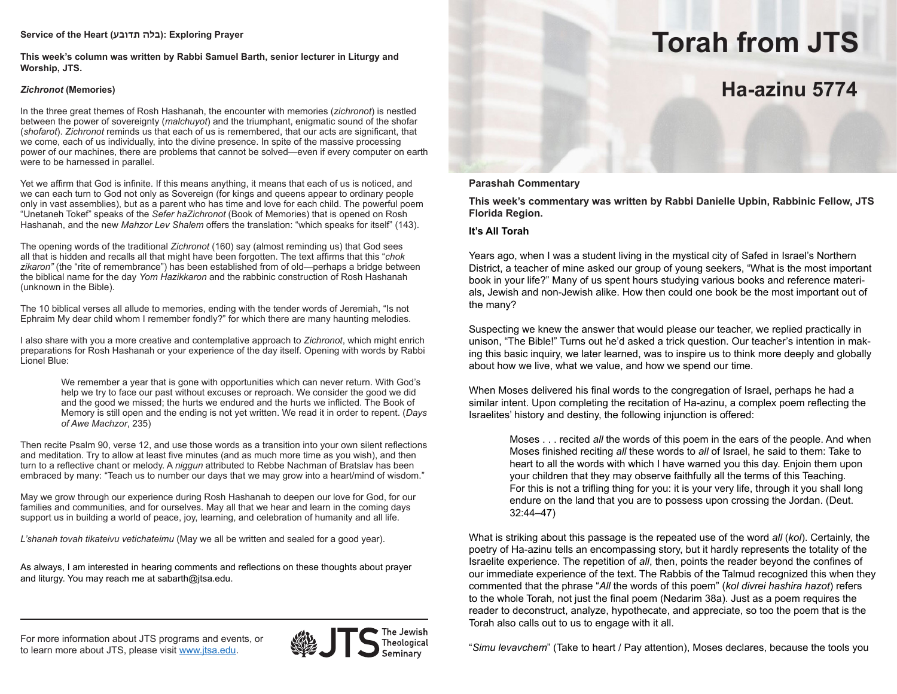# Torah from JTS

## Ha-azinu 5774

### Parashah Commentary

**This week's commentary was written by Rabbi Danielle Upbin, Rabbinic Fellow, JTS Florida Region.**

**It's All Torah**

Years ago, when I was a student living in the mystical city of Safed in Israel's Northern District, a teacher of mine asked our group of young seekers, "What is the most important book in your life?" Many of us spent hours studying various books and reference materials, Jewish and non-Jewish alike. How then could one book be the most important out of the many?

Suspecting we knew the answer that would please our teacher, we replied practically in unison, "The Bible!" Turns out he'd asked a trick question. Our teacher's intention in making this basic inquiry, we later learned, was to inspire us to think more deeply and globally about how we live, what we value, and how we spend our time.

When Moses delivered his final words to the congregation of Israel, perhaps he had a similar intent. Upon completing the recitation of Ha-azinu, a complex poem reflecting the Israelites' history and destiny, the following injunction is offered:

> Moses . . . recited *all* the words of this poem in the ears of the people. And when Moses finished reciting *all* these words to *all* of Israel, he said to them: Take to heart to all the words with which I have warned you this day. Enjoin them upon your children that they may observe faithfully all the terms of this Teaching. For this is not a trifling thing for you: it is your very life, through it you shall long endure on the land that you are to possess upon crossing the Jordan. (Deut. 32:44–47)

What is striking about this passage is the repeated use of the word *all* (*kol*). Certainly, the poetry of Ha-azinu tells an encompassing story, but it hardly represents the totality of the Israelite experience. The repetition of *all*, then, points the reader beyond the confines of our immediate experience of the text. The Rabbis of the Talmud recognized this when they commented that the phrase "*All* the words of this poem" (*kol divrei hashira hazot*) refers to the whole Torah, not just the final poem (Nedarim 38a). Just as a poem requires the reader to deconstruct, analyze, hypothecate, and appreciate, so too the poem that is the Torah also calls out to us to engage with it all.

"*Simu levavchem*" (Take to heart / Pay attention), Moses declares, because the tools you

---

**Service of the Heart (עבודת הלב): Exploring Prayer**

**This week's column was written by Rabbi Samuel Barth, senior lecturer in Liturgy and Worship, JTS.**

***Zichronot* (Memories)**

In the three great themes of Rosh Hashanah, the encounter with memories (*zichronot*) is nestled between the power of sovereignty (*malchuyot*) and the triumphant, enigmatic sound of the shofar (*shofarot*). *Zichronot* reminds us that each of us is remembered, that our acts are significant, that we come, each of us individually, into the divine presence. In spite of the massive processing power of our machines, there are problems that cannot be solved—even if every computer on earth were to be harnessed in parallel.

Yet we affirm that God is infinite. If this means anything, it means that each of us is noticed, and we can each turn to God not only as Sovereign (for kings and queens appear to ordinary people only in vast assemblies), but as a parent who has time and love for each child. The powerful poem "Unetaneh Tokef" speaks of the *Sefer haZichronot* (Book of Memories) that is opened on Rosh Hashanah, and the new *Mahzor Lev Shalem* offers the translation: "which speaks for itself" (143).

The opening words of the traditional *Zichronot* (160) say (almost reminding us) that God sees all that is hidden and recalls all that might have been forgotten. The text affirms that this "*chok zikaron"* (the "rite of remembrance") has been established from of old—perhaps a bridge between the biblical name for the day *Yom Hazikkaron* and the rabbinic construction of Rosh Hashanah (unknown in the Bible).

The 10 biblical verses all allude to memories, ending with the tender words of Jeremiah, "Is not Ephraim My dear child whom I remember fondly?" for which there are many haunting melodies.

I also share with you a more creative and contemplative approach to *Zichronot*, which might enrich preparations for Rosh Hashanah or your experience of the day itself. Opening with words by Rabbi Lionel Blue:

> We remember a year that is gone with opportunities which can never return. With God's help we try to face our past without excuses or reproach. We consider the good we did and the good we missed; the hurts we endured and the hurts we inflicted. The Book of Memory is still open and the ending is not yet written. We read it in order to repent. (*Days of Awe Machzor*, 235)

Then recite Psalm 90, verse 12, and use those words as a transition into your own silent reflections and meditation. Try to allow at least five minutes (and as much more time as you wish), and then turn to a reflective chant or melody. A *niggun* attributed to Rebbe Nachman of Bratslav has been embraced by many: "Teach us to number our days that we may grow into a heart/mind of wisdom."

May we grow through our experience during Rosh Hashanah to deepen our love for God, for our families and communities, and for ourselves. May all that we hear and learn in the coming days support us in building a world of peace, joy, learning, and celebration of humanity and all life.

*L'shanah tovah tikateivu vetichateimu* (May we all be written and sealed for a good year).

As always, I am interested in hearing comments and reflections on these thoughts about prayer and liturgy. You may reach me at sabarth@jtsa.edu.

---

For more information about JTS programs and events, or to learn more about JTS, please visit www.jtsa.edu.

JTS The Jewish Theological Seminary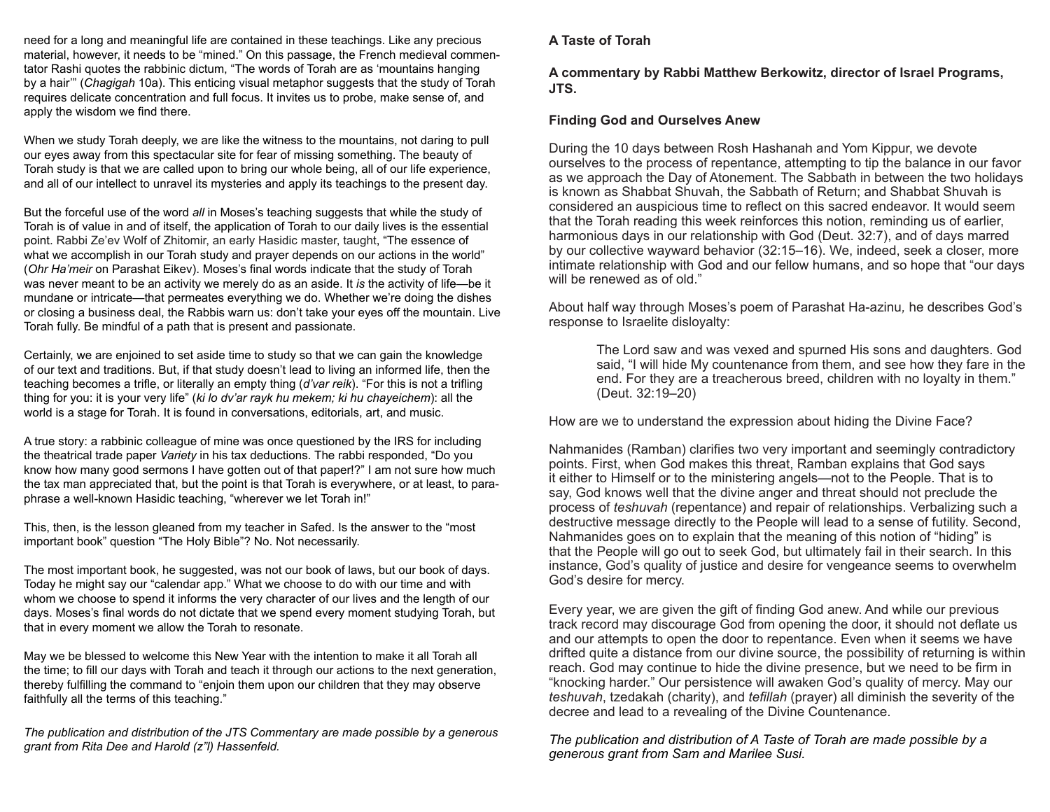need for a long and meaningful life are contained in these teachings. Like any precious material, however, it needs to be "mined." On this passage, the French medieval commentator Rashi quotes the rabbinic dictum, "The words of Torah are as 'mountains hanging by a hair'" (*Chagigah* 10a). This enticing visual metaphor suggests that the study of Torah requires delicate concentration and full focus. It invites us to probe, make sense of, and apply the wisdom we find there.

When we study Torah deeply, we are like the witness to the mountains, not daring to pull our eyes away from this spectacular site for fear of missing something. The beauty of Torah study is that we are called upon to bring our whole being, all of our life experience, and all of our intellect to unravel its mysteries and apply its teachings to the present day.

But the forceful use of the word *all* in Moses's teaching suggests that while the study of Torah is of value in and of itself, the application of Torah to our daily lives is the essential point. Rabbi Ze'ev Wolf of Zhitomir, an early Hasidic master, taught, "The essence of what we accomplish in our Torah study and prayer depends on our actions in the world" (*Ohr Ha'meir* on Parashat Eikev). Moses's final words indicate that the study of Torah was never meant to be an activity we merely do as an aside. It *is* the activity of life—be it mundane or intricate—that permeates everything we do. Whether we're doing the dishes or closing a business deal, the Rabbis warn us: don't take your eyes off the mountain. Live Torah fully. Be mindful of a path that is present and passionate.

Certainly, we are enjoined to set aside time to study so that we can gain the knowledge of our text and traditions. But, if that study doesn't lead to living an informed life, then the teaching becomes a trifle, or literally an empty thing (*d'var reik*). "For this is not a trifling thing for you: it is your very life" (*ki lo dv'ar rayk hu mekem; ki hu chayeichem*): all the world is a stage for Torah. It is found in conversations, editorials, art, and music.

A true story: a rabbinic colleague of mine was once questioned by the IRS for including the theatrical trade paper *Variety* in his tax deductions. The rabbi responded, "Do you know how many good sermons I have gotten out of that paper!?" I am not sure how much the tax man appreciated that, but the point is that Torah is everywhere, or at least, to paraphrase a well-known Hasidic teaching, "wherever we let Torah in!"

This, then, is the lesson gleaned from my teacher in Safed. Is the answer to the "most important book" question "The Holy Bible"? No. Not necessarily.

The most important book, he suggested, was not our book of laws, but our book of days. Today he might say our "calendar app." What we choose to do with our time and with whom we choose to spend it informs the very character of our lives and the length of our days. Moses's final words do not dictate that we spend every moment studying Torah, but that in every moment we allow the Torah to resonate.

May we be blessed to welcome this New Year with the intention to make it all Torah all the time; to fill our days with Torah and teach it through our actions to the next generation, thereby fulfilling the command to "enjoin them upon our children that they may observe faithfully all the terms of this teaching."

*The publication and distribution of the JTS Commentary are made possible by a generous grant from Rita Dee and Harold (z"l) Hassenfeld.*

## A Taste of Torah

**A commentary by Rabbi Matthew Berkowitz, director of Israel Programs, JTS.**

### Finding God and Ourselves Anew

During the 10 days between Rosh Hashanah and Yom Kippur, we devote ourselves to the process of repentance, attempting to tip the balance in our favor as we approach the Day of Atonement. The Sabbath in between the two holidays is known as Shabbat Shuvah, the Sabbath of Return; and Shabbat Shuvah is considered an auspicious time to reflect on this sacred endeavor. It would seem that the Torah reading this week reinforces this notion, reminding us of earlier, harmonious days in our relationship with God (Deut. 32:7), and of days marred by our collective wayward behavior (32:15–16). We, indeed, seek a closer, more intimate relationship with God and our fellow humans, and so hope that "our days will be renewed as of old."

About half way through Moses's poem of Parashat Ha-azinu, he describes God's response to Israelite disloyalty:

> The Lord saw and was vexed and spurned His sons and daughters. God said, "I will hide My countenance from them, and see how they fare in the end. For they are a treacherous breed, children with no loyalty in them." (Deut. 32:19–20)

How are we to understand the expression about hiding the Divine Face?

Nahmanides (Ramban) clarifies two very important and seemingly contradictory points. First, when God makes this threat, Ramban explains that God says it either to Himself or to the ministering angels—not to the People. That is to say, God knows well that the divine anger and threat should not preclude the process of *teshuvah* (repentance) and repair of relationships. Verbalizing such a destructive message directly to the People will lead to a sense of futility. Second, Nahmanides goes on to explain that the meaning of this notion of "hiding" is that the People will go out to seek God, but ultimately fail in their search. In this instance, God's quality of justice and desire for vengeance seems to overwhelm God's desire for mercy.

Every year, we are given the gift of finding God anew. And while our previous track record may discourage God from opening the door, it should not deflate us and our attempts to open the door to repentance. Even when it seems we have drifted quite a distance from our divine source, the possibility of returning is within reach. God may continue to hide the divine presence, but we need to be firm in "knocking harder." Our persistence will awaken God's quality of mercy. May our *teshuvah*, tzedakah (charity), and *tefillah* (prayer) all diminish the severity of the decree and lead to a revealing of the Divine Countenance.

*The publication and distribution of A Taste of Torah are made possible by a generous grant from Sam and Marilee Susi.*